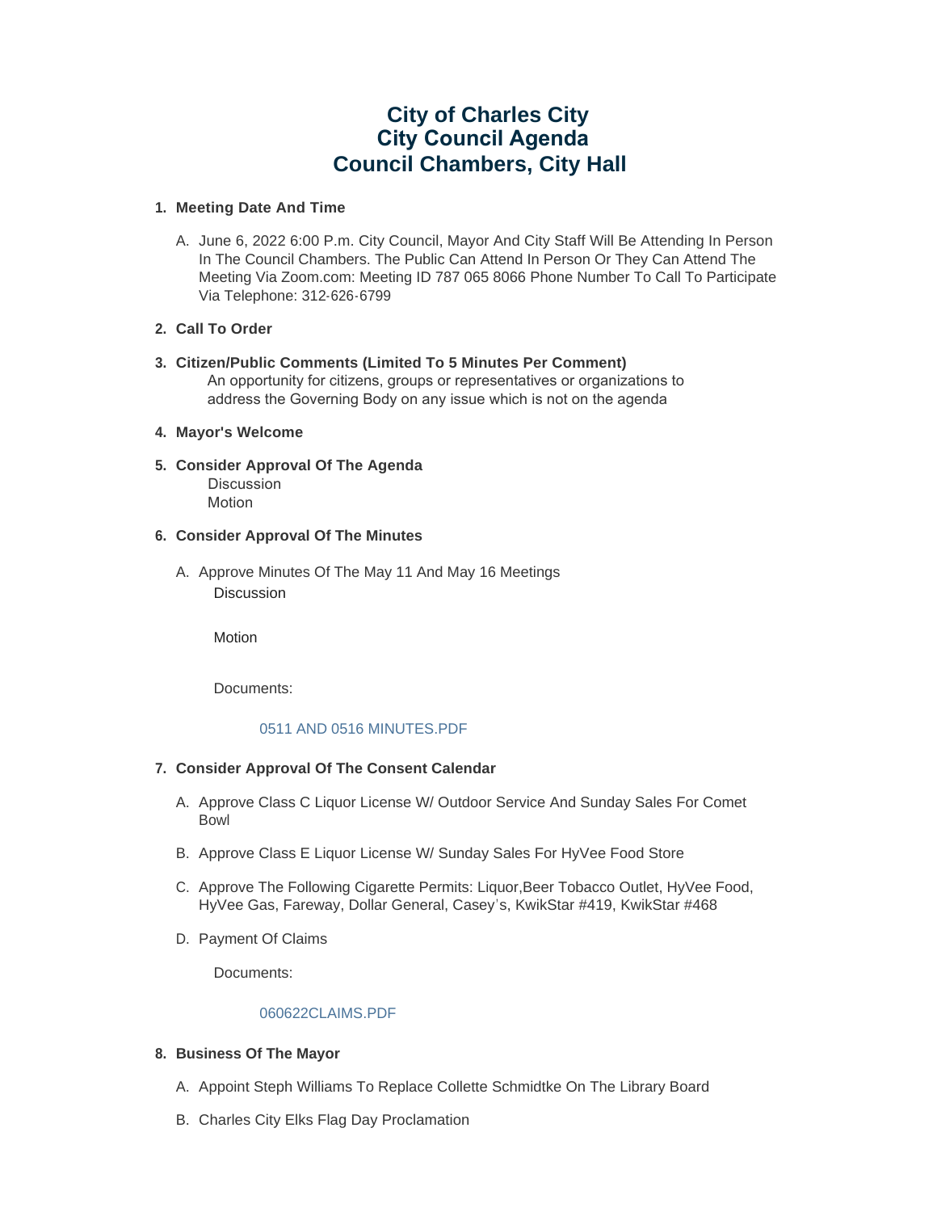# City of Charles City
# City Council Agenda
# Council Chambers, City Hall

1. **Meeting Date And Time**

   A. June 6, 2022 6:00 P.m. City Council, Mayor And City Staff Will Be Attending In Person In The Council Chambers. The Public Can Attend In Person Or They Can Attend The Meeting Via Zoom.com: Meeting ID 787 065 8066 Phone Number To Call To Participate Via Telephone: 312-626-6799

2. **Call To Order**

3. **Citizen/Public Comments (Limited To 5 Minutes Per Comment)**

   An opportunity for citizens, groups or representatives or organizations to address the Governing Body on any issue which is not on the agenda

4. **Mayor's Welcome**

5. **Consider Approval Of The Agenda**

   Discussion
   Motion

6. **Consider Approval Of The Minutes**

   A. Approve Minutes Of The May 11 And May 16 Meetings

      Discussion

      Motion

      Documents:

      0511 AND 0516 MINUTES.PDF

7. **Consider Approval Of The Consent Calendar**

   A. Approve Class C Liquor License W/ Outdoor Service And Sunday Sales For Comet Bowl

   B. Approve Class E Liquor License W/ Sunday Sales For HyVee Food Store

   C. Approve The Following Cigarette Permits: Liquor,Beer Tobacco Outlet, HyVee Food, HyVee Gas, Fareway, Dollar General, Casey's, KwikStar #419, KwikStar #468

   D. Payment Of Claims

      Documents:

      060622CLAIMS.PDF

8. **Business Of The Mayor**

   A. Appoint Steph Williams To Replace Collette Schmidtke On The Library Board

   B. Charles City Elks Flag Day Proclamation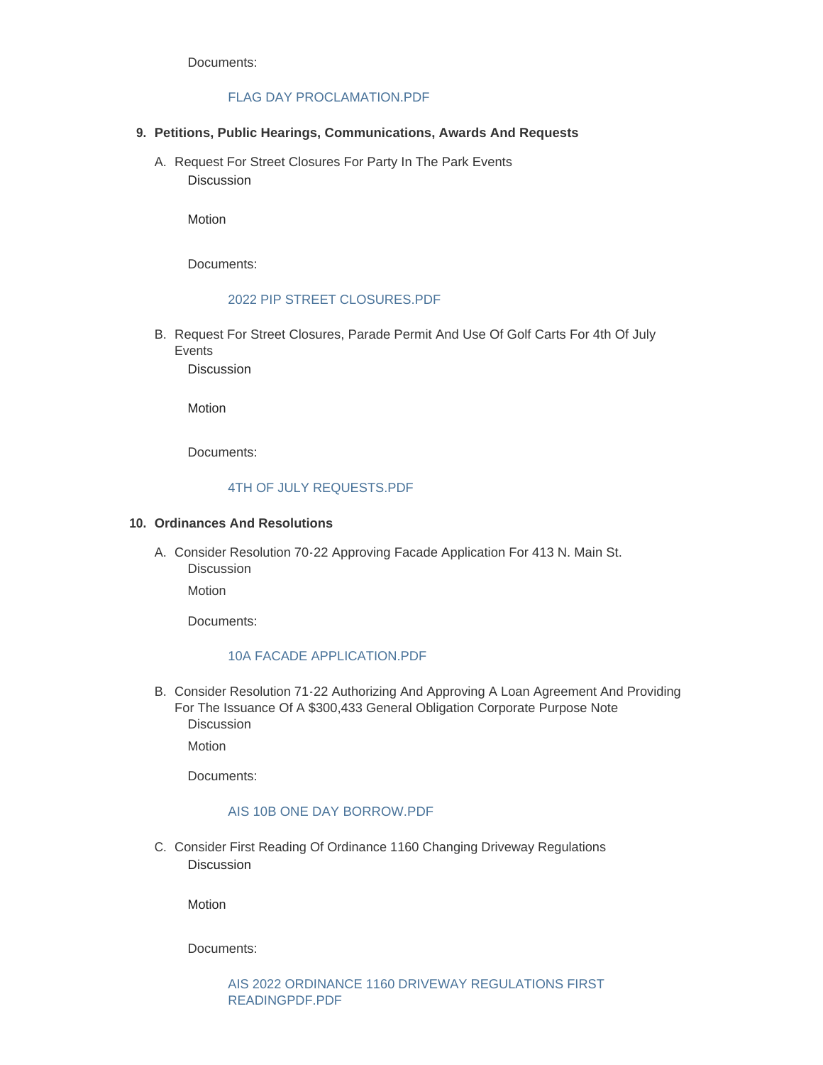Documents:

FLAG DAY PROCLAMATION.PDF

**9. Petitions, Public Hearings, Communications, Awards And Requests**

A. Request For Street Closures For Party In The Park Events

Discussion

Motion

Documents:

2022 PIP STREET CLOSURES.PDF

B. Request For Street Closures, Parade Permit And Use Of Golf Carts For 4th Of July Events

Discussion

Motion

Documents:

4TH OF JULY REQUESTS.PDF

**10. Ordinances And Resolutions**

A. Consider Resolution 70-22 Approving Facade Application For 413 N. Main St.

Discussion

Motion

Documents:

10A FACADE APPLICATION.PDF

B. Consider Resolution 71-22 Authorizing And Approving A Loan Agreement And Providing For The Issuance Of A $300,433 General Obligation Corporate Purpose Note

Discussion

Motion

Documents:

AIS 10B ONE DAY BORROW.PDF

C. Consider First Reading Of Ordinance 1160 Changing Driveway Regulations

Discussion

Motion

Documents:

AIS 2022 ORDINANCE 1160 DRIVEWAY REGULATIONS FIRST READINGPDF.PDF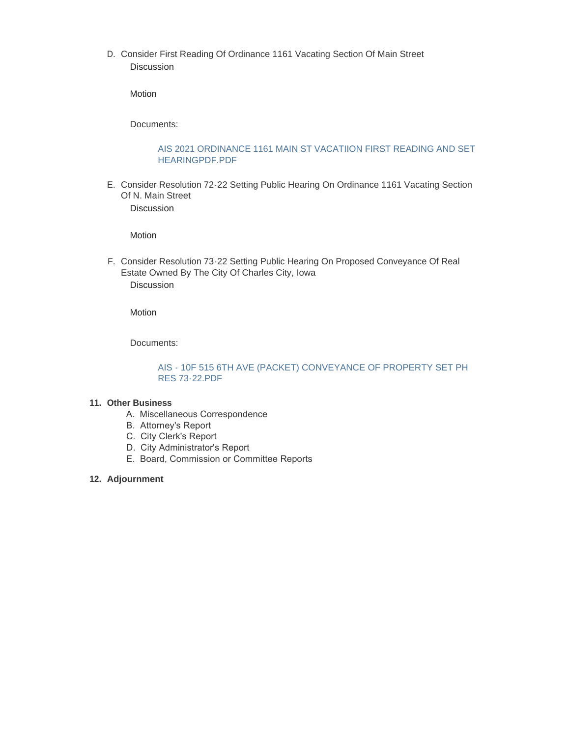D. Consider First Reading Of Ordinance 1161 Vacating Section Of Main Street

Discussion

Motion

Documents:

AIS 2021 ORDINANCE 1161 MAIN ST VACATIION FIRST READING AND SET HEARINGPDF.PDF

E. Consider Resolution 72-22 Setting Public Hearing On Ordinance 1161 Vacating Section Of N. Main Street

Discussion

Motion

F. Consider Resolution 73-22 Setting Public Hearing On Proposed Conveyance Of Real Estate Owned By The City Of Charles City, Iowa

Discussion

Motion

Documents:

AIS - 10F 515 6TH AVE (PACKET) CONVEYANCE OF PROPERTY SET PH RES 73-22.PDF

**11. Other Business**

A. Miscellaneous Correspondence
B. Attorney's Report
C. City Clerk's Report
D. City Administrator's Report
E. Board, Commission or Committee Reports

**12. Adjournment**